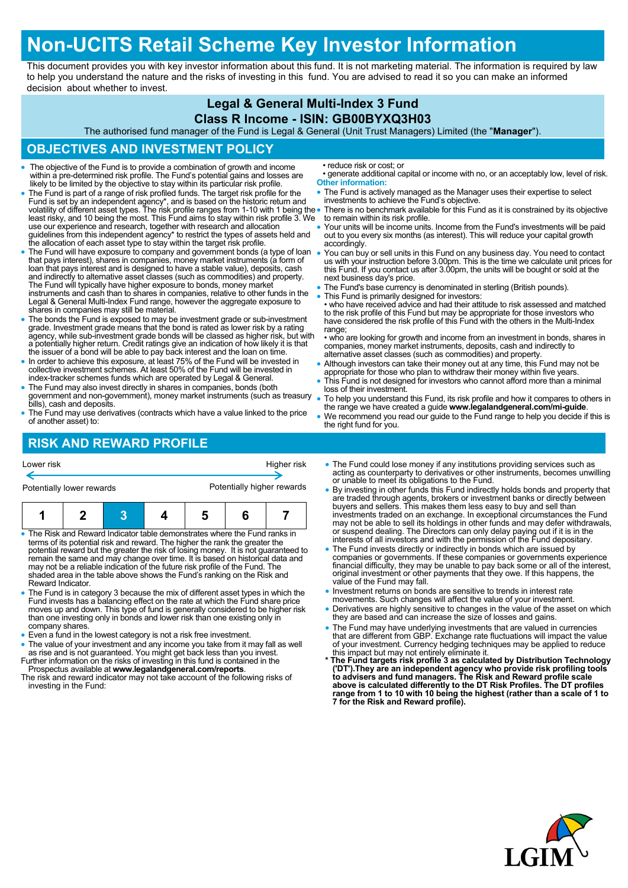# Non-UCITS Retail Scheme Key Investor Information

This document provides you with key investor information about this fund. It is not marketing material. The information is required by law to help you understand the nature and the risks of investing in this fund. You are advised to read it so you can make an informed decision about whether to invest.

## Legal & General Multi-Index 3 Fund
## Class R Income - ISIN: GB00BYXQ3H03

The authorised fund manager of the Fund is Legal & General (Unit Trust Managers) Limited (the "**Manager**").

## OBJECTIVES AND INVESTMENT POLICY

- The objective of the Fund is to provide a combination of growth and income within a pre-determined risk profile. The Fund's potential gains and losses are likely to be limited by the objective to stay within its particular risk profile.
- The Fund is part of a range of risk profiled funds. The target risk profile for the Fund is set by an independent agency*, and is based on the historic return and volatility of different asset types. The risk profile ranges from 1-10 with 1 being the least risky, and 10 being the most. This Fund aims to stay within risk profile 3. We use our experience and research, together with research and allocation guidelines from this independent agency* to restrict the types of assets held and the allocation of each asset type to stay within the target risk profile.
- The Fund will have exposure to company and government bonds (a type of loan that pays interest), shares in companies, money market instruments (a form of loan that pays interest and is designed to have a stable value), deposits, cash and indirectly to alternative asset classes (such as commodities) and property. The Fund will typically have higher exposure to bonds, money market instruments and cash than to shares in companies, relative to other funds in the Legal & General Multi-Index Fund range, however the aggregate exposure to shares in companies may still be material.
- The bonds the Fund is exposed to may be investment grade or sub-investment grade. Investment grade means that the bond is rated as lower risk by a rating agency, while sub-investment grade bonds will be classed as higher risk, but with a potentially higher return. Credit ratings give an indication of how likely it is that the issuer of a bond will be able to pay back interest and the loan on time.
- In order to achieve this exposure, at least 75% of the Fund will be invested in collective investment schemes. At least 50% of the Fund will be invested in index-tracker schemes funds which are operated by Legal & General.
- The Fund may also invest directly in shares in companies, bonds (both government and non-government), money market instruments (such as treasury bills), cash and deposits.
- The Fund may use derivatives (contracts which have a value linked to the price of another asset) to:
  - reduce risk or cost; or
  - generate additional capital or income with no, or an acceptably low, level of risk.

**Other information:**

- The Fund is actively managed as the Manager uses their expertise to select investments to achieve the Fund's objective.
- There is no benchmark available for this Fund as it is constrained by its objective to remain within its risk profile.
- Your units will be income units. Income from the Fund's investments will be paid out to you every six months (as interest). This will reduce your capital growth accordingly.
- You can buy or sell units in this Fund on any business day. You need to contact us with your instruction before 3.00pm. This is the time we calculate unit prices for this Fund. If you contact us after 3.00pm, the units will be bought or sold at the next business day's price.
- The Fund's base currency is denominated in sterling (British pounds).
- This Fund is primarily designed for investors:
  - who have received advice and had their attitude to risk assessed and matched to the risk profile of this Fund but may be appropriate for those investors who have considered the risk profile of this Fund with the others in the Multi-Index range;
  - who are looking for growth and income from an investment in bonds, shares in companies, money market instruments, deposits, cash and indirectly to alternative asset classes (such as commodities) and property.
- Although investors can take their money out at any time, this Fund may not be appropriate for those who plan to withdraw their money within five years.
- This Fund is not designed for investors who cannot afford more than a minimal loss of their investment.
- To help you understand this Fund, its risk profile and how it compares to others in the range we have created a guide **www.legalandgeneral.com/mi-guide**.
- We recommend you read our guide to the Fund range to help you decide if this is the right fund for you.

## RISK AND REWARD PROFILE

| Lower risk | | | | | | Higher risk |
|---|---|---|---|---|---|---|
| Potentially lower rewards | | | | | | Potentially higher rewards |
| 1 | 2 | **3** | 4 | 5 | 6 | 7 |

- The Risk and Reward Indicator table demonstrates where the Fund ranks in terms of its potential risk and reward. The higher the rank the greater the potential reward but the greater the risk of losing money. It is not guaranteed to remain the same and may change over time. It is based on historical data and may not be a reliable indication of the future risk profile of the Fund. The shaded area in the table above shows the Fund's ranking on the Risk and Reward Indicator.
- The Fund is in category 3 because the mix of different asset types in which the Fund invests has a balancing effect on the rate at which the Fund share price moves up and down. This type of fund is generally considered to be higher risk than one investing only in bonds and lower risk than one existing only in company shares.
- Even a fund in the lowest category is not a risk free investment.
- The value of your investment and any income you take from it may fall as well as rise and is not guaranteed. You might get back less than you invest.

Further information on the risks of investing in this fund is contained in the Prospectus available at **www.legalandgeneral.com/reports**.

The risk and reward indicator may not take account of the following risks of investing in the Fund:

- The Fund could lose money if any institutions providing services such as acting as counterparty to derivatives or other instruments, becomes unwilling or unable to meet its obligations to the Fund.
- By investing in other funds this Fund indirectly holds bonds and property that are traded through agents, brokers or investment banks or directly between buyers and sellers. This makes them less easy to buy and sell than investments traded on an exchange. In exceptional circumstances the Fund may not be able to sell its holdings in other funds and may defer withdrawals, or suspend dealing. The Directors can only delay paying out if it is in the interests of all investors and with the permission of the Fund depositary.
- The Fund invests directly or indirectly in bonds which are issued by companies or governments. If these companies or governments experience financial difficulty, they may be unable to pay back some or all of the interest, original investment or other payments that they owe. If this happens, the value of the Fund may fall.
- Investment returns on bonds are sensitive to trends in interest rate movements. Such changes will affect the value of your investment.
- Derivatives are highly sensitive to changes in the value of the asset on which they are based and can increase the size of losses and gains.
- The Fund may have underlying investments that are valued in currencies that are different from GBP. Exchange rate fluctuations will impact the value of your investment. Currency hedging techniques may be applied to reduce this impact but may not entirely eliminate it.

**\* The Fund targets risk profile 3 as calculated by Distribution Technology ('DT').They are an independent agency who provide risk profiling tools to advisers and fund managers. The Risk and Reward profile scale above is calculated differently to the DT Risk Profiles. The DT profiles range from 1 to 10 with 10 being the highest (rather than a scale of 1 to 7 for the Risk and Reward profile).**

LGIM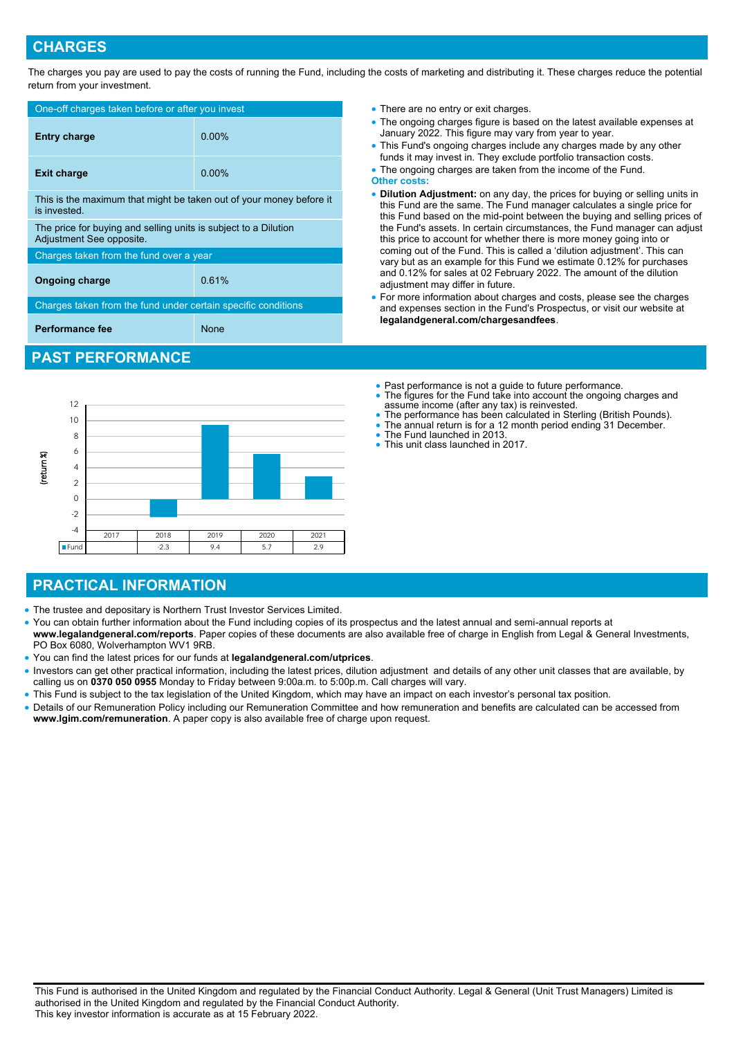## CHARGES

The charges you pay are used to pay the costs of running the Fund, including the costs of marketing and distributing it. These charges reduce the potential return from your investment.

| One-off charges taken before or after you invest | |
|---|---|
| **Entry charge** | 0.00% |
| **Exit charge** | 0.00% |
| This is the maximum that might be taken out of your money before it is invested. | |
| The price for buying and selling units is subject to a Dilution Adjustment See opposite. | |
| **Charges taken from the fund over a year** | |
| **Ongoing charge** | 0.61% |
| **Charges taken from the fund under certain specific conditions** | |
| **Performance fee** | None |

- There are no entry or exit charges.
- The ongoing charges figure is based on the latest available expenses at January 2022. This figure may vary from year to year.
- This Fund's ongoing charges include any charges made by any other funds it may invest in. They exclude portfolio transaction costs.
- The ongoing charges are taken from the income of the Fund.

**Other costs:**

- **Dilution Adjustment:** on any day, the prices for buying or selling units in this Fund are the same. The Fund manager calculates a single price for this Fund based on the mid-point between the buying and selling prices of the Fund's assets. In certain circumstances, the Fund manager can adjust this price to account for whether there is more money going into or coming out of the Fund. This is called a 'dilution adjustment'. This can vary but as an example for this Fund we estimate 0.12% for purchases and 0.12% for sales at 02 February 2022. The amount of the dilution adjustment may differ in future.
- For more information about charges and costs, please see the charges and expenses section in the Fund's Prospectus, or visit our website at **legalandgeneral.com/chargesandfees**.

## PAST PERFORMANCE

(return %)

12
10
8
6
4
2
0
-2
-4

2017 2018 2019 2020 2021

Fund -2.3 9.4 5.7 2.9

- Past performance is not a guide to future performance.
- The figures for the Fund take into account the ongoing charges and assume income (after any tax) is reinvested.
- The performance has been calculated in Sterling (British Pounds).
- The annual return is for a 12 month period ending 31 December.
- The Fund launched in 2013.
- This unit class launched in 2017.

## PRACTICAL INFORMATION

- The trustee and depositary is Northern Trust Investor Services Limited.
- You can obtain further information about the Fund including copies of its prospectus and the latest annual and semi-annual reports at **www.legalandgeneral.com/reports**. Paper copies of these documents are also available free of charge in English from Legal & General Investments, PO Box 6080, Wolverhampton WV1 9RB.
- You can find the latest prices for our funds at **legalandgeneral.com/utprices**.
- Investors can get other practical information, including the latest prices, dilution adjustment and details of any other unit classes that are available, by calling us on **0370 050 0955** Monday to Friday between 9:00a.m. to 5:00p.m. Call charges will vary.
- This Fund is subject to the tax legislation of the United Kingdom, which may have an impact on each investor's personal tax position.
- Details of our Remuneration Policy including our Remuneration Committee and how remuneration and benefits are calculated can be accessed from **www.lgim.com/remuneration**. A paper copy is also available free of charge upon request.

This Fund is authorised in the United Kingdom and regulated by the Financial Conduct Authority. Legal & General (Unit Trust Managers) Limited is authorised in the United Kingdom and regulated by the Financial Conduct Authority.
This key investor information is accurate as at 15 February 2022.